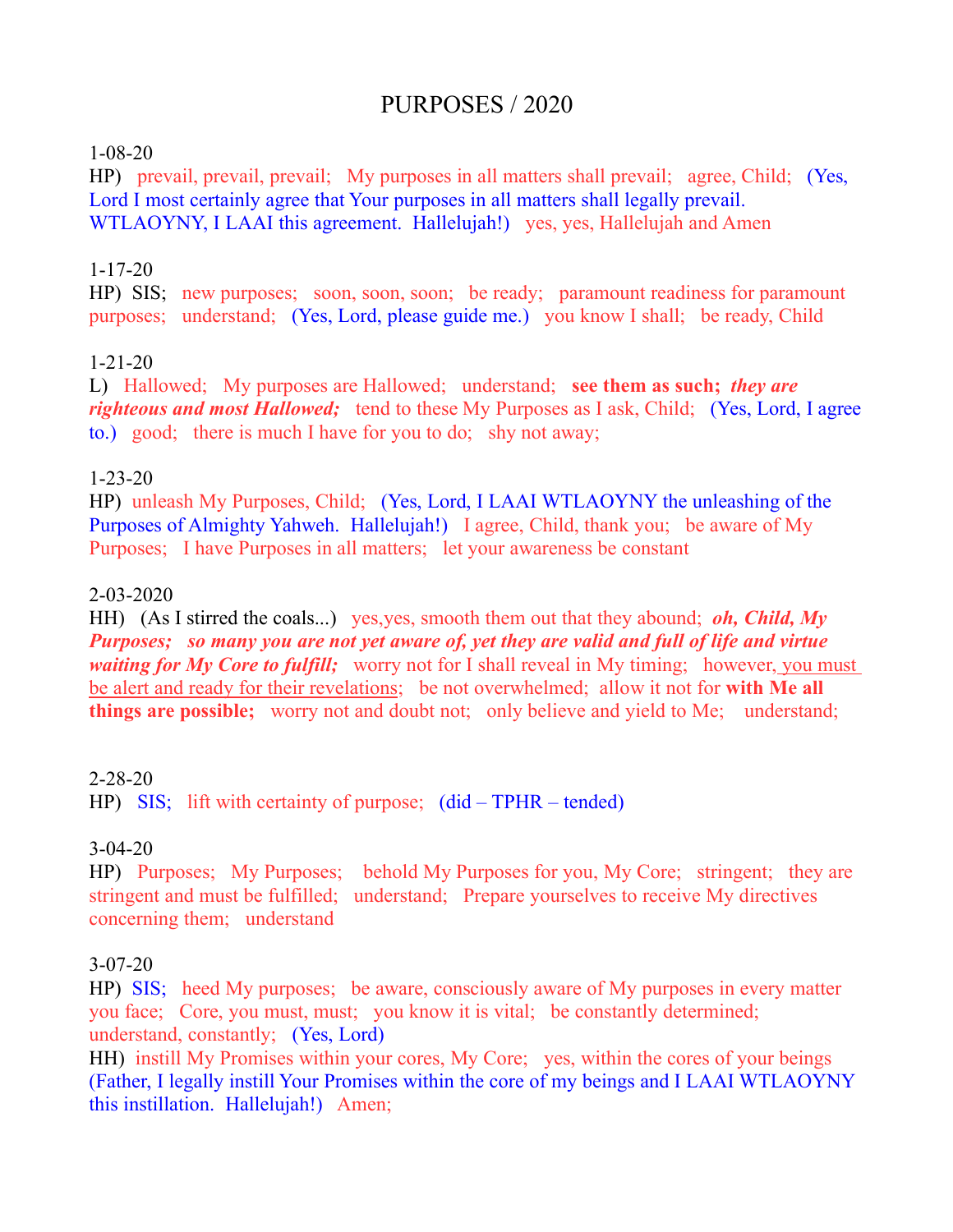# PURPOSES / 2020

1-08-20
HP) prevail, prevail, prevail; My purposes in all matters shall prevail; agree, Child; (Yes, Lord I most certainly agree that Your purposes in all matters shall legally prevail. WTLAOYNY, I LAAI this agreement. Hallelujah!) yes, yes, Hallelujah and Amen

1-17-20
HP) SIS; new purposes; soon, soon, soon; be ready; paramount readiness for paramount purposes; understand; (Yes, Lord, please guide me.) you know I shall; be ready, Child

1-21-20
L) Hallowed; My purposes are Hallowed; understand; **see them as such;** ***they are righteous and most Hallowed;*** tend to these My Purposes as I ask, Child; (Yes, Lord, I agree to.) good; there is much I have for you to do; shy not away;

1-23-20
HP) unleash My Purposes, Child; (Yes, Lord, I LAAI WTLAOYNY the unleashing of the Purposes of Almighty Yahweh. Hallelujah!) I agree, Child, thank you; be aware of My Purposes; I have Purposes in all matters; let your awareness be constant

2-03-2020
HH) (As I stirred the coals...) yes,yes, smooth them out that they abound; ***oh, Child, My Purposes; so many you are not yet aware of, yet they are valid and full of life and virtue waiting for My Core to fulfill;*** worry not for I shall reveal in My timing; however, <u>you must be alert and ready for their revelations</u>; be not overwhelmed; allow it not for **with Me all things are possible;** worry not and doubt not; only believe and yield to Me; understand;

2-28-20
HP) SIS; lift with certainty of purpose; (did – TPHR – tended)

3-04-20
HP) Purposes; My Purposes; behold My Purposes for you, My Core; stringent; they are stringent and must be fulfilled; understand; Prepare yourselves to receive My directives concerning them; understand

3-07-20
HP) SIS; heed My purposes; be aware, consciously aware of My purposes in every matter you face; Core, you must, must; you know it is vital; be constantly determined; understand, constantly; (Yes, Lord)
HH) instill My Promises within your cores, My Core; yes, within the cores of your beings (Father, I legally instill Your Promises within the core of my beings and I LAAI WTLAOYNY this instillation. Hallelujah!) Amen;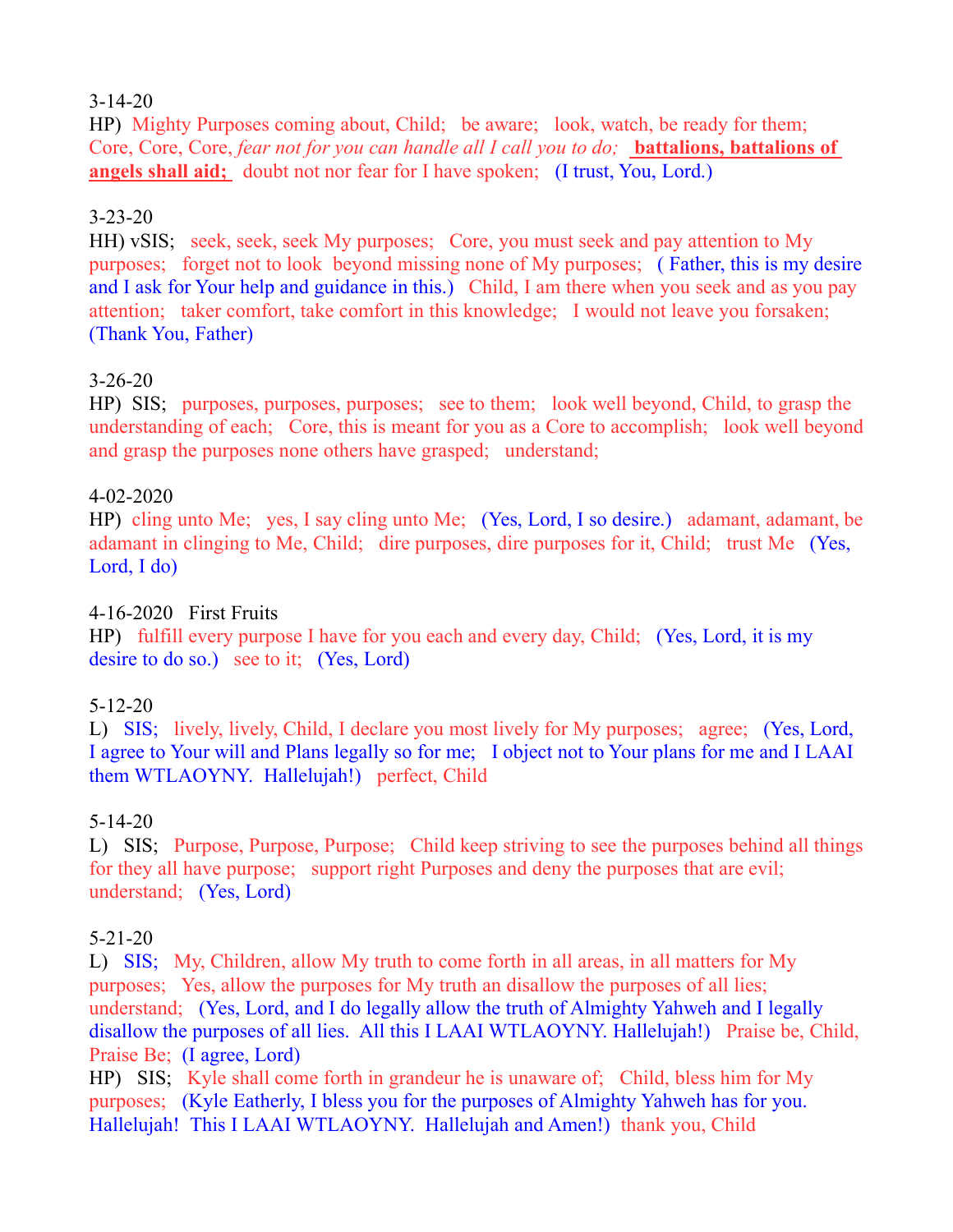3-14-20
HP)  Mighty Purposes coming about, Child;   be aware;   look, watch, be ready for them;   Core, Core, Core, *fear not for you can handle all I call you to do;*  **battalions, battalions of angels shall aid;**   doubt not nor fear for I have spoken;   (I trust, You, Lord.)

3-23-20
HH) vSIS;   seek, seek, seek My purposes;   Core, you must seek and pay attention to My purposes;   forget not to look  beyond missing none of My purposes;   ( Father, this is my desire and I ask for Your help and guidance in this.)   Child, I am there when you seek and as you pay attention;   taker comfort, take comfort in this knowledge;   I would not leave you forsaken;   (Thank You, Father)

3-26-20
HP)  SIS;   purposes, purposes, purposes;   see to them;   look well beyond, Child, to grasp the understanding of each;   Core, this is meant for you as a Core to accomplish;   look well beyond and grasp the purposes none others have grasped;   understand;

4-02-2020
HP)  cling unto Me;   yes, I say cling unto Me;   (Yes, Lord, I so desire.)   adamant, adamant, be adamant in clinging to Me, Child;   dire purposes, dire purposes for it, Child;   trust Me   (Yes, Lord, I do)

4-16-2020   First Fruits
HP)   fulfill every purpose I have for you each and every day, Child;   (Yes, Lord, it is my desire to do so.)   see to it;   (Yes, Lord)

5-12-20
L)   SIS;   lively, lively, Child, I declare you most lively for My purposes;   agree;   (Yes, Lord, I agree to Your will and Plans legally so for me;   I object not to Your plans for me and I LAAI them WTLAOYNY.  Hallelujah!)   perfect, Child

5-14-20
L)   SIS;   Purpose, Purpose, Purpose;   Child keep striving to see the purposes behind all things for they all have purpose;   support right Purposes and deny the purposes that are evil;   understand;   (Yes, Lord)

5-21-20
L)   SIS;   My, Children, allow My truth to come forth in all areas, in all matters for My purposes;   Yes, allow the purposes for My truth an disallow the purposes of all lies;   understand;   (Yes, Lord, and I do legally allow the truth of Almighty Yahweh and I legally disallow the purposes of all lies.  All this I LAAI WTLAOYNY. Hallelujah!)   Praise be, Child, Praise Be;  (I agree, Lord)
HP)   SIS;   Kyle shall come forth in grandeur he is unaware of;   Child, bless him for My purposes;   (Kyle Eatherly, I bless you for the purposes of Almighty Yahweh has for you. Hallelujah!  This I LAAI WTLAOYNY.  Hallelujah and Amen!)  thank you, Child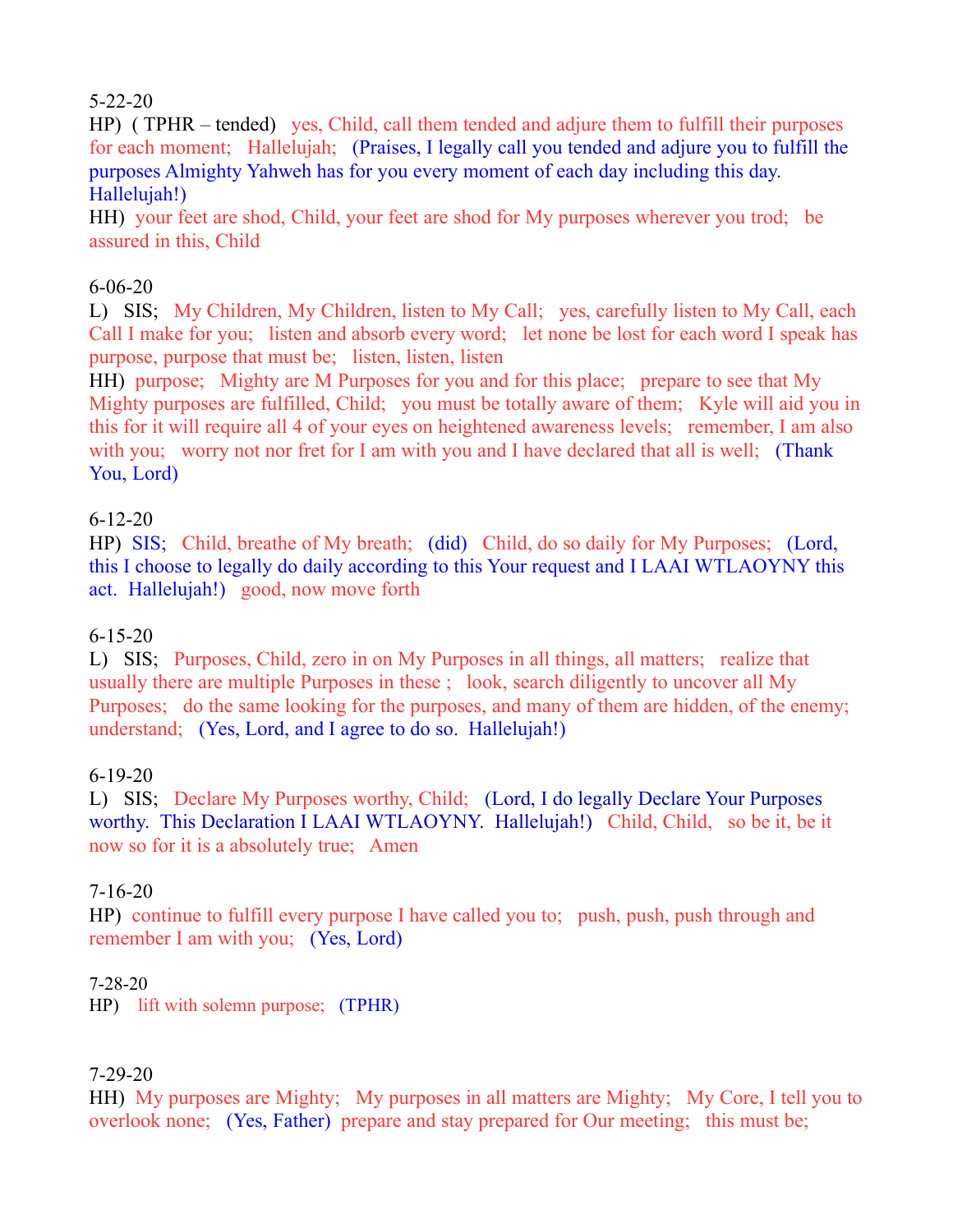5-22-20

HP)  ( TPHR – tended)   yes, Child, call them tended and adjure them to fulfill their purposes for each moment;   Hallelujah;   (Praises, I legally call you tended and adjure you to fulfill the purposes Almighty Yahweh has for you every moment of each day including this day. Hallelujah!)

HH)  your feet are shod, Child, your feet are shod for My purposes wherever you trod;   be assured in this, Child

6-06-20

L)   SIS;   My Children, My Children, listen to My Call;   yes, carefully listen to My Call, each Call I make for you;   listen and absorb every word;   let none be lost for each word I speak has purpose, purpose that must be;   listen, listen, listen

HH)  purpose;   Mighty are M Purposes for you and for this place;   prepare to see that My Mighty purposes are fulfilled, Child;   you must be totally aware of them;   Kyle will aid you in this for it will require all 4 of your eyes on heightened awareness levels;   remember, I am also with you;   worry not nor fret for I am with you and I have declared that all is well;   (Thank You, Lord)

6-12-20

HP)  SIS;   Child, breathe of My breath;   (did)   Child, do so daily for My Purposes;   (Lord, this I choose to legally do daily according to this Your request and I LAAI WTLAOYNY this act.  Hallelujah!)   good, now move forth

6-15-20

L)   SIS;   Purposes, Child, zero in on My Purposes in all things, all matters;   realize that usually there are multiple Purposes in these ;   look, search diligently to uncover all My Purposes;   do the same looking for the purposes, and many of them are hidden, of the enemy; understand;   (Yes, Lord, and I agree to do so.  Hallelujah!)

6-19-20

L)   SIS;   Declare My Purposes worthy, Child;   (Lord, I do legally Declare Your Purposes worthy.  This Declaration I LAAI WTLAOYNY.  Hallelujah!)   Child, Child,   so be it, be it now so for it is a absolutely true;   Amen

7-16-20

HP)  continue to fulfill every purpose I have called you to;   push, push, push through and remember I am with you;   (Yes, Lord)

7-28-20

HP)   lift with solemn purpose;   (TPHR)

7-29-20

HH)  My purposes are Mighty;   My purposes in all matters are Mighty;   My Core, I tell you to overlook none;   (Yes, Father)  prepare and stay prepared for Our meeting;   this must be;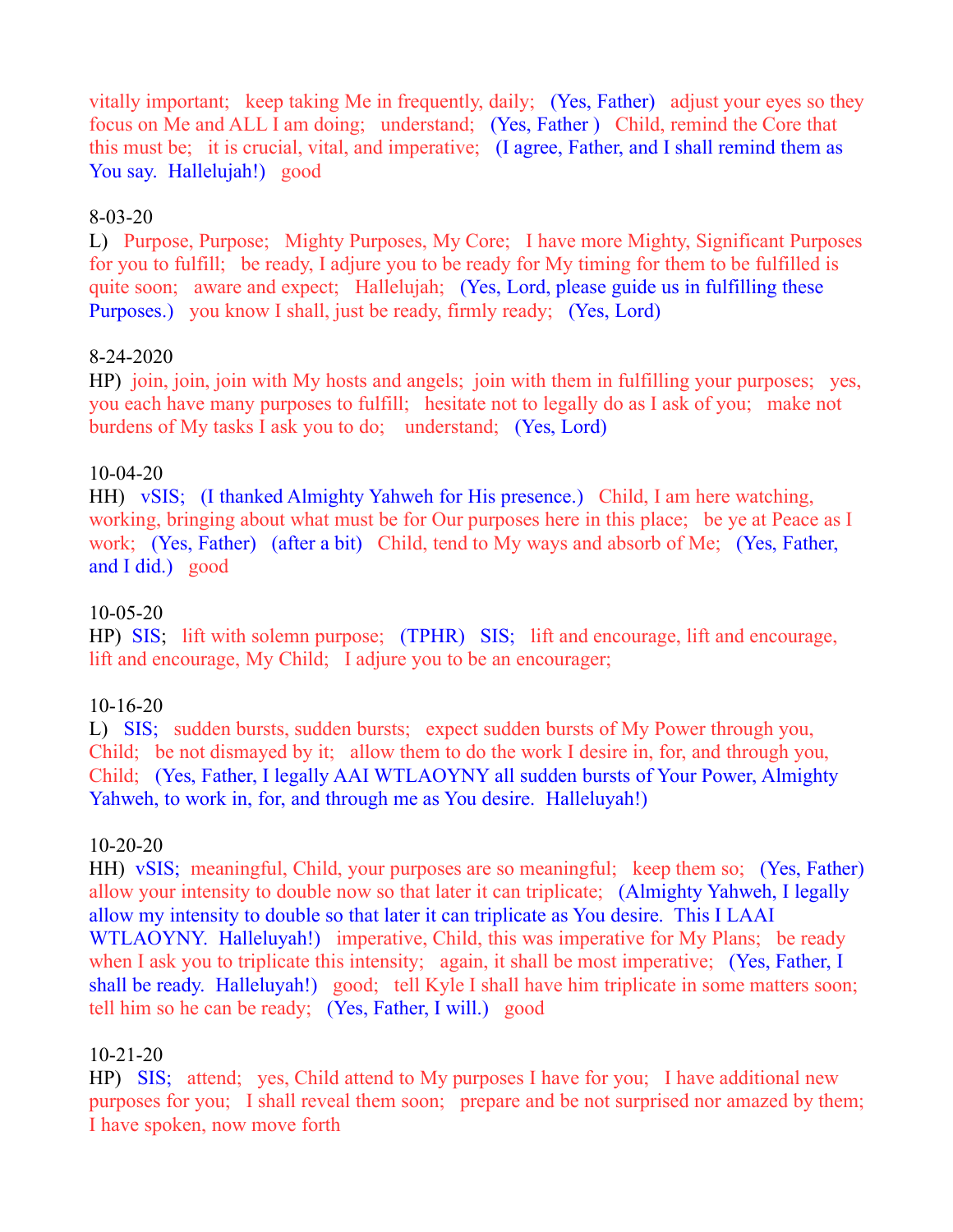vitally important;   keep taking Me in frequently, daily;   (Yes, Father)   adjust your eyes so they focus on Me and ALL I am doing;   understand;   (Yes, Father )   Child, remind the Core that this must be;   it is crucial, vital, and imperative;   (I agree, Father, and I shall remind them as You say.  Hallelujah!)   good

8-03-20

L)   Purpose, Purpose;   Mighty Purposes, My Core;   I have more Mighty, Significant Purposes for you to fulfill;   be ready, I adjure you to be ready for My timing for them to be fulfilled is quite soon;   aware and expect;   Hallelujah;   (Yes, Lord, please guide us in fulfilling these Purposes.)   you know I shall, just be ready, firmly ready;   (Yes, Lord)

8-24-2020

HP)  join, join, join with My hosts and angels;  join with them in fulfilling your purposes;   yes, you each have many purposes to fulfill;   hesitate not to legally do as I ask of you;   make not burdens of My tasks I ask you to do;    understand;   (Yes, Lord)

10-04-20

HH)   vSIS;   (I thanked Almighty Yahweh for His presence.)   Child, I am here watching, working, bringing about what must be for Our purposes here in this place;   be ye at Peace as I work;   (Yes, Father)   (after a bit)   Child, tend to My ways and absorb of Me;   (Yes, Father, and I did.)   good

10-05-20

HP)  SIS;   lift with solemn purpose;   (TPHR)   SIS;   lift and encourage, lift and encourage, lift and encourage, My Child;   I adjure you to be an encourager;

10-16-20

L)   SIS;   sudden bursts, sudden bursts;   expect sudden bursts of My Power through you, Child;   be not dismayed by it;   allow them to do the work I desire in, for, and through you, Child;   (Yes, Father, I legally AAI WTLAOYNY all sudden bursts of Your Power, Almighty Yahweh, to work in, for, and through me as You desire.  Halleluyah!)

10-20-20

HH)  vSIS;  meaningful, Child, your purposes are so meaningful;   keep them so;   (Yes, Father) allow your intensity to double now so that later it can triplicate;   (Almighty Yahweh, I legally allow my intensity to double so that later it can triplicate as You desire.  This I LAAI WTLAOYNY.  Halleluyah!)   imperative, Child, this was imperative for My Plans;   be ready when I ask you to triplicate this intensity;   again, it shall be most imperative;   (Yes, Father, I shall be ready.  Halleluyah!)   good;   tell Kyle I shall have him triplicate in some matters soon; tell him so he can be ready;   (Yes, Father, I will.)   good

10-21-20

HP)   SIS;   attend;   yes, Child attend to My purposes I have for you;   I have additional new purposes for you;   I shall reveal them soon;   prepare and be not surprised nor amazed by them; I have spoken, now move forth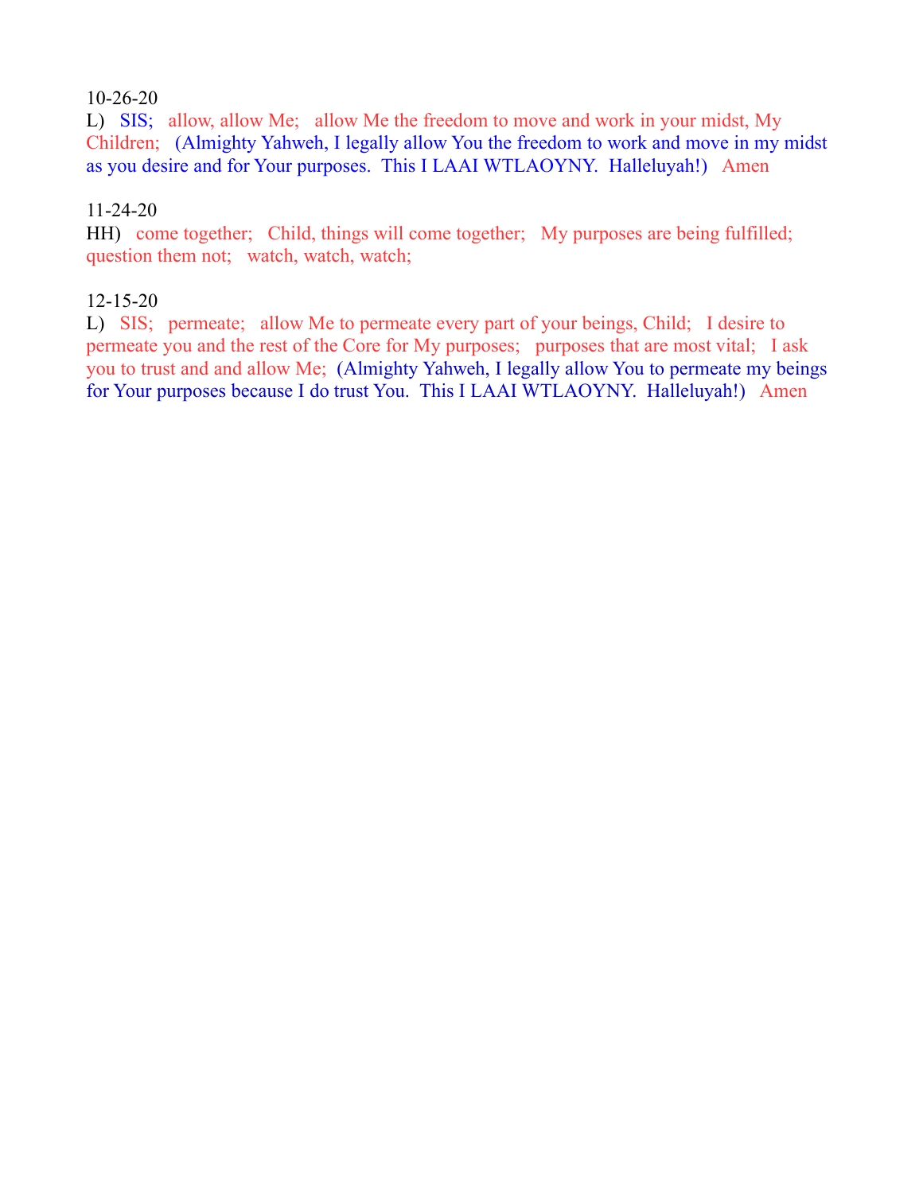10-26-20

L) SIS; allow, allow Me; allow Me the freedom to move and work in your midst, My Children; (Almighty Yahweh, I legally allow You the freedom to work and move in my midst as you desire and for Your purposes. This I LAAI WTLAOYNY. Halleluyah!) Amen

11-24-20

HH) come together; Child, things will come together; My purposes are being fulfilled; question them not; watch, watch, watch;

12-15-20

L) SIS; permeate; allow Me to permeate every part of your beings, Child; I desire to permeate you and the rest of the Core for My purposes; purposes that are most vital; I ask you to trust and and allow Me; (Almighty Yahweh, I legally allow You to permeate my beings for Your purposes because I do trust You. This I LAAI WTLAOYNY. Halleluyah!) Amen